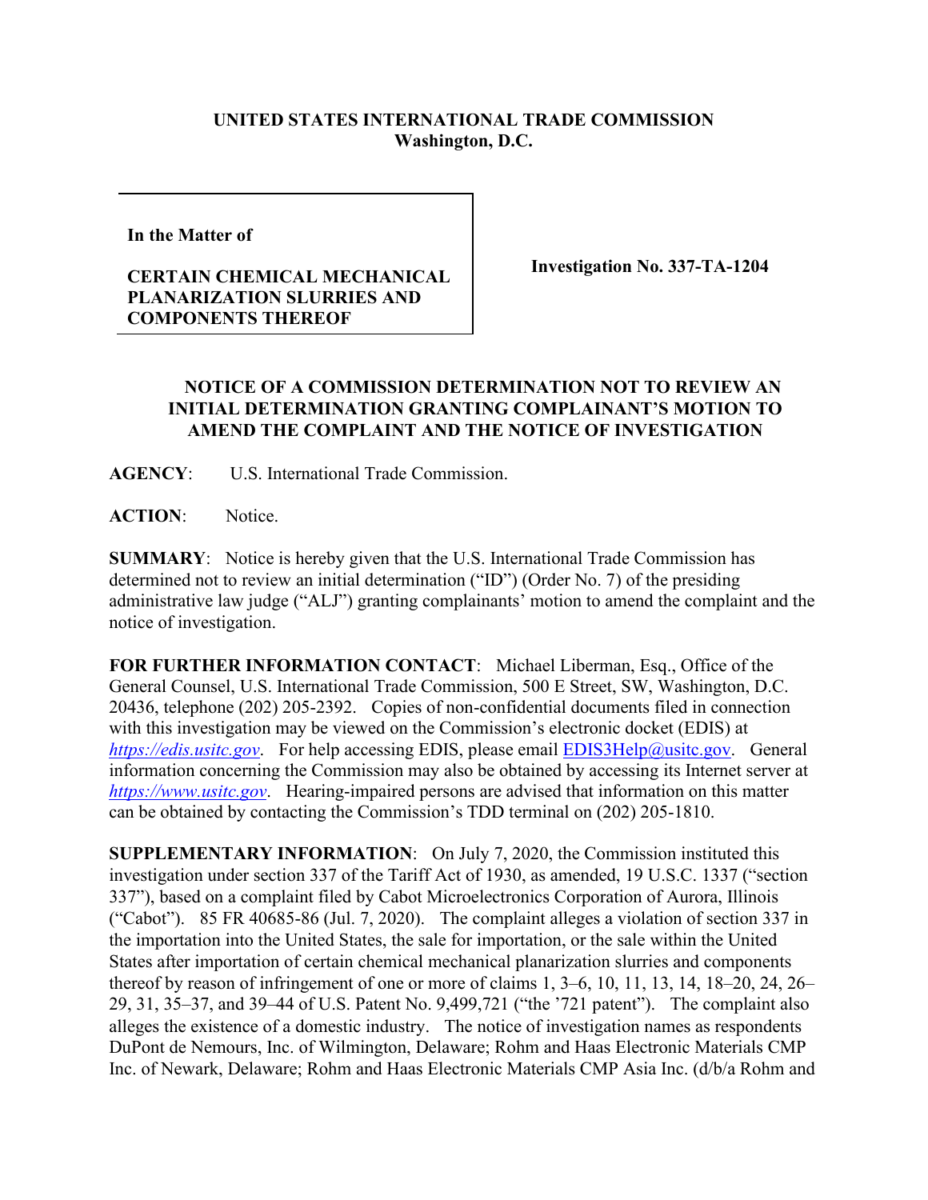**UNITED STATES INTERNATIONAL TRADE COMMISSION**
**Washington, D.C.**

| | |
|---|---|
| **In the Matter of**<br><br>**CERTAIN CHEMICAL MECHANICAL PLANARIZATION SLURRIES AND COMPONENTS THEREOF** | **Investigation No. 337-TA-1204** |

**NOTICE OF A COMMISSION DETERMINATION NOT TO REVIEW AN INITIAL DETERMINATION GRANTING COMPLAINANT'S MOTION TO AMEND THE COMPLAINT AND THE NOTICE OF INVESTIGATION**

**AGENCY**: U.S. International Trade Commission.

**ACTION**: Notice.

**SUMMARY**: Notice is hereby given that the U.S. International Trade Commission has determined not to review an initial determination ("ID") (Order No. 7) of the presiding administrative law judge ("ALJ") granting complainants' motion to amend the complaint and the notice of investigation.

**FOR FURTHER INFORMATION CONTACT**: Michael Liberman, Esq., Office of the General Counsel, U.S. International Trade Commission, 500 E Street, SW, Washington, D.C. 20436, telephone (202) 205-2392. Copies of non-confidential documents filed in connection with this investigation may be viewed on the Commission's electronic docket (EDIS) at *https://edis.usitc.gov*. For help accessing EDIS, please email EDIS3Help@usitc.gov. General information concerning the Commission may also be obtained by accessing its Internet server at *https://www.usitc.gov*. Hearing-impaired persons are advised that information on this matter can be obtained by contacting the Commission's TDD terminal on (202) 205-1810.

**SUPPLEMENTARY INFORMATION**: On July 7, 2020, the Commission instituted this investigation under section 337 of the Tariff Act of 1930, as amended, 19 U.S.C. 1337 ("section 337"), based on a complaint filed by Cabot Microelectronics Corporation of Aurora, Illinois ("Cabot"). 85 FR 40685-86 (Jul. 7, 2020). The complaint alleges a violation of section 337 in the importation into the United States, the sale for importation, or the sale within the United States after importation of certain chemical mechanical planarization slurries and components thereof by reason of infringement of one or more of claims 1, 3–6, 10, 11, 13, 14, 18–20, 24, 26–29, 31, 35–37, and 39–44 of U.S. Patent No. 9,499,721 ("the '721 patent"). The complaint also alleges the existence of a domestic industry. The notice of investigation names as respondents DuPont de Nemours, Inc. of Wilmington, Delaware; Rohm and Haas Electronic Materials CMP Inc. of Newark, Delaware; Rohm and Haas Electronic Materials CMP Asia Inc. (d/b/a Rohm and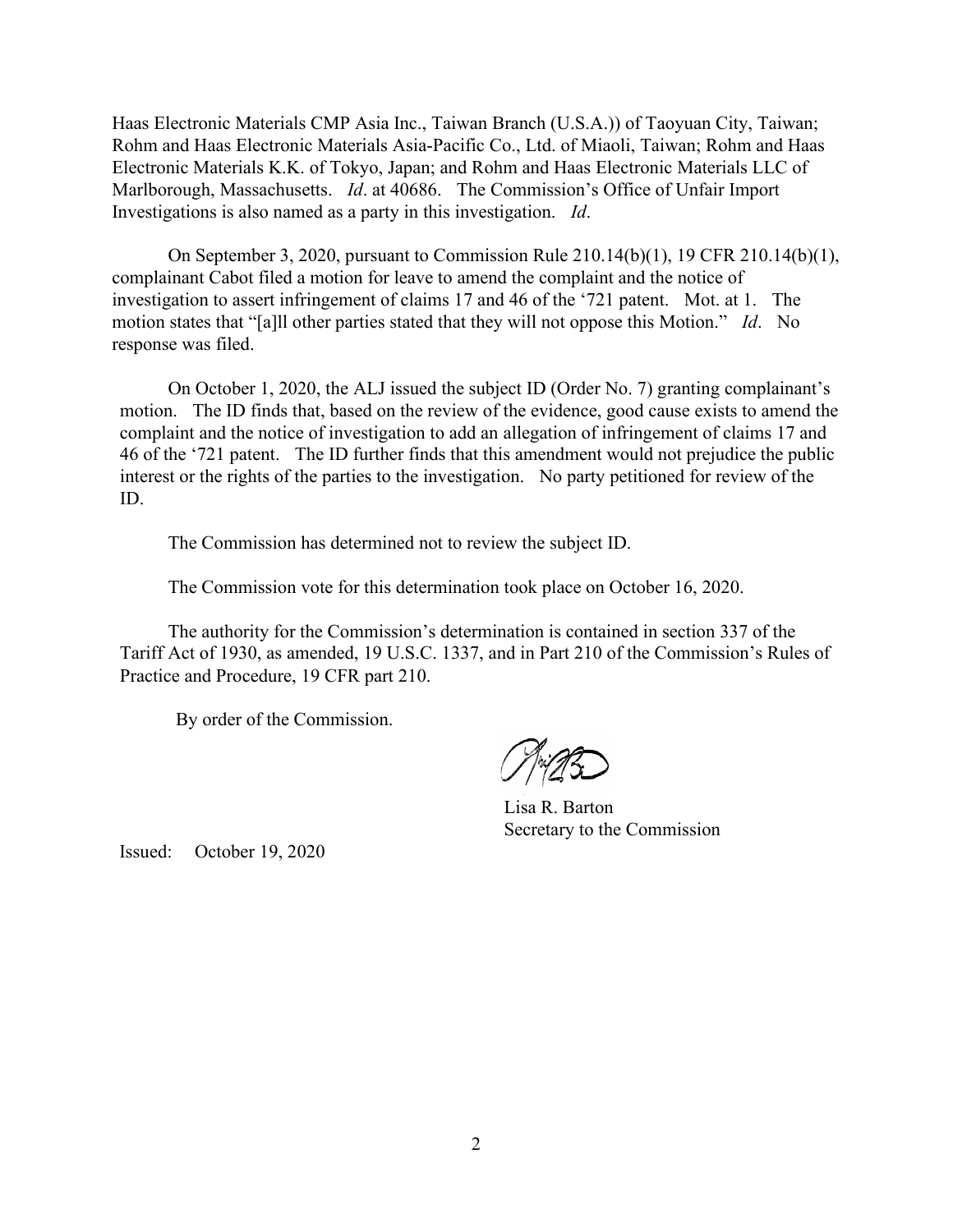Haas Electronic Materials CMP Asia Inc., Taiwan Branch (U.S.A.)) of Taoyuan City, Taiwan; Rohm and Haas Electronic Materials Asia-Pacific Co., Ltd. of Miaoli, Taiwan; Rohm and Haas Electronic Materials K.K. of Tokyo, Japan; and Rohm and Haas Electronic Materials LLC of Marlborough, Massachusetts. *Id*. at 40686. The Commission's Office of Unfair Import Investigations is also named as a party in this investigation. *Id*.

On September 3, 2020, pursuant to Commission Rule 210.14(b)(1), 19 CFR 210.14(b)(1), complainant Cabot filed a motion for leave to amend the complaint and the notice of investigation to assert infringement of claims 17 and 46 of the '721 patent. Mot. at 1. The motion states that "[a]ll other parties stated that they will not oppose this Motion." *Id*. No response was filed.

On October 1, 2020, the ALJ issued the subject ID (Order No. 7) granting complainant's motion. The ID finds that, based on the review of the evidence, good cause exists to amend the complaint and the notice of investigation to add an allegation of infringement of claims 17 and 46 of the '721 patent. The ID further finds that this amendment would not prejudice the public interest or the rights of the parties to the investigation. No party petitioned for review of the ID.

The Commission has determined not to review the subject ID.

The Commission vote for this determination took place on October 16, 2020.

The authority for the Commission's determination is contained in section 337 of the Tariff Act of 1930, as amended, 19 U.S.C. 1337, and in Part 210 of the Commission's Rules of Practice and Procedure, 19 CFR part 210.

By order of the Commission.

Lisa R. Barton
Secretary to the Commission

Issued: October 19, 2020